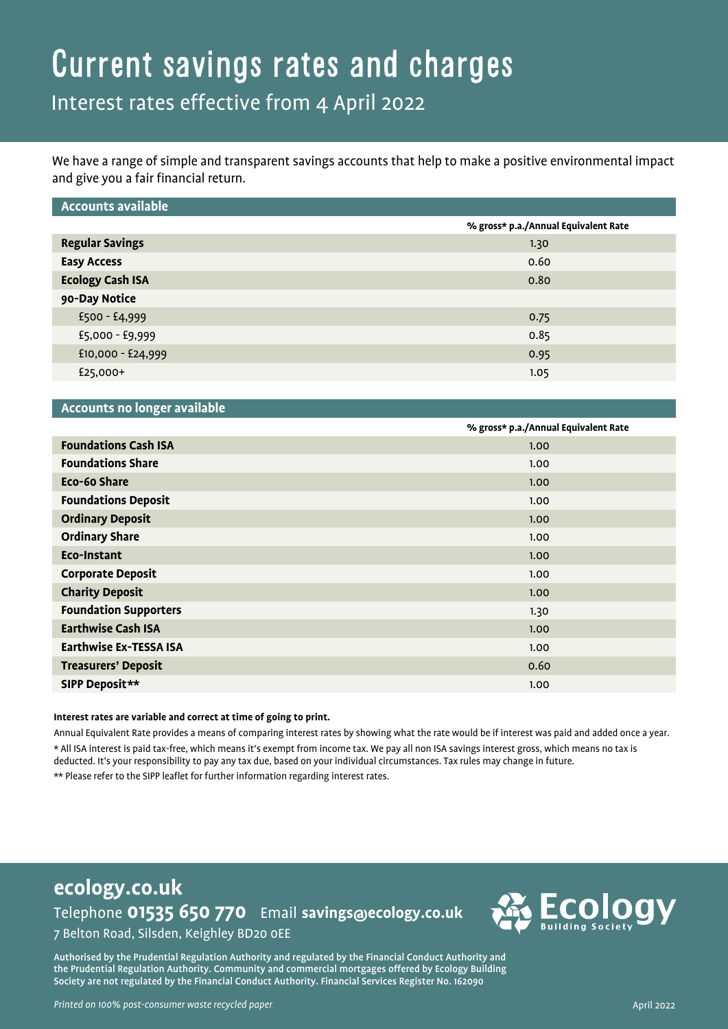# Current savings rates and charges

## Interest rates effective from 4 April 2022

We have a range of simple and transparent savings accounts that help to make a positive environmental impact and give you a fair financial return.

| Accounts available | % gross* p.a./Annual Equivalent Rate |
|---|---|
| **Regular Savings** | 1.30 |
| **Easy Access** | 0.60 |
| **Ecology Cash ISA** | 0.80 |
| **90-Day Notice** | |
| £500 - £4,999 | 0.75 |
| £5,000 - £9,999 | 0.85 |
| £10,000 - £24,999 | 0.95 |
| £25,000+ | 1.05 |

| Accounts no longer available | % gross* p.a./Annual Equivalent Rate |
|---|---|
| **Foundations Cash ISA** | 1.00 |
| **Foundations Share** | 1.00 |
| **Eco-60 Share** | 1.00 |
| **Foundations Deposit** | 1.00 |
| **Ordinary Deposit** | 1.00 |
| **Ordinary Share** | 1.00 |
| **Eco-Instant** | 1.00 |
| **Corporate Deposit** | 1.00 |
| **Charity Deposit** | 1.00 |
| **Foundation Supporters** | 1.30 |
| **Earthwise Cash ISA** | 1.00 |
| **Earthwise Ex-TESSA ISA** | 1.00 |
| **Treasurers' Deposit** | 0.60 |
| **SIPP Deposit**** | 1.00 |

**Interest rates are variable and correct at time of going to print.**

Annual Equivalent Rate provides a means of comparing interest rates by showing what the rate would be if interest was paid and added once a year.

* All ISA interest is paid tax-free, which means it's exempt from income tax. We pay all non ISA savings interest gross, which means no tax is deducted. It's your responsibility to pay any tax due, based on your individual circumstances. Tax rules may change in future.

** Please refer to the SIPP leaflet for further information regarding interest rates.

**ecology.co.uk**

Telephone **01535 650 770** Email **savings@ecology.co.uk**

7 Belton Road, Silsden, Keighley BD20 0EE

Ecology Building Society

Authorised by the Prudential Regulation Authority and regulated by the Financial Conduct Authority and the Prudential Regulation Authority. Community and commercial mortgages offered by Ecology Building Society are not regulated by the Financial Conduct Authority. Financial Services Register No. 162090

*Printed on 100% post-consumer waste recycled paper*

April 2022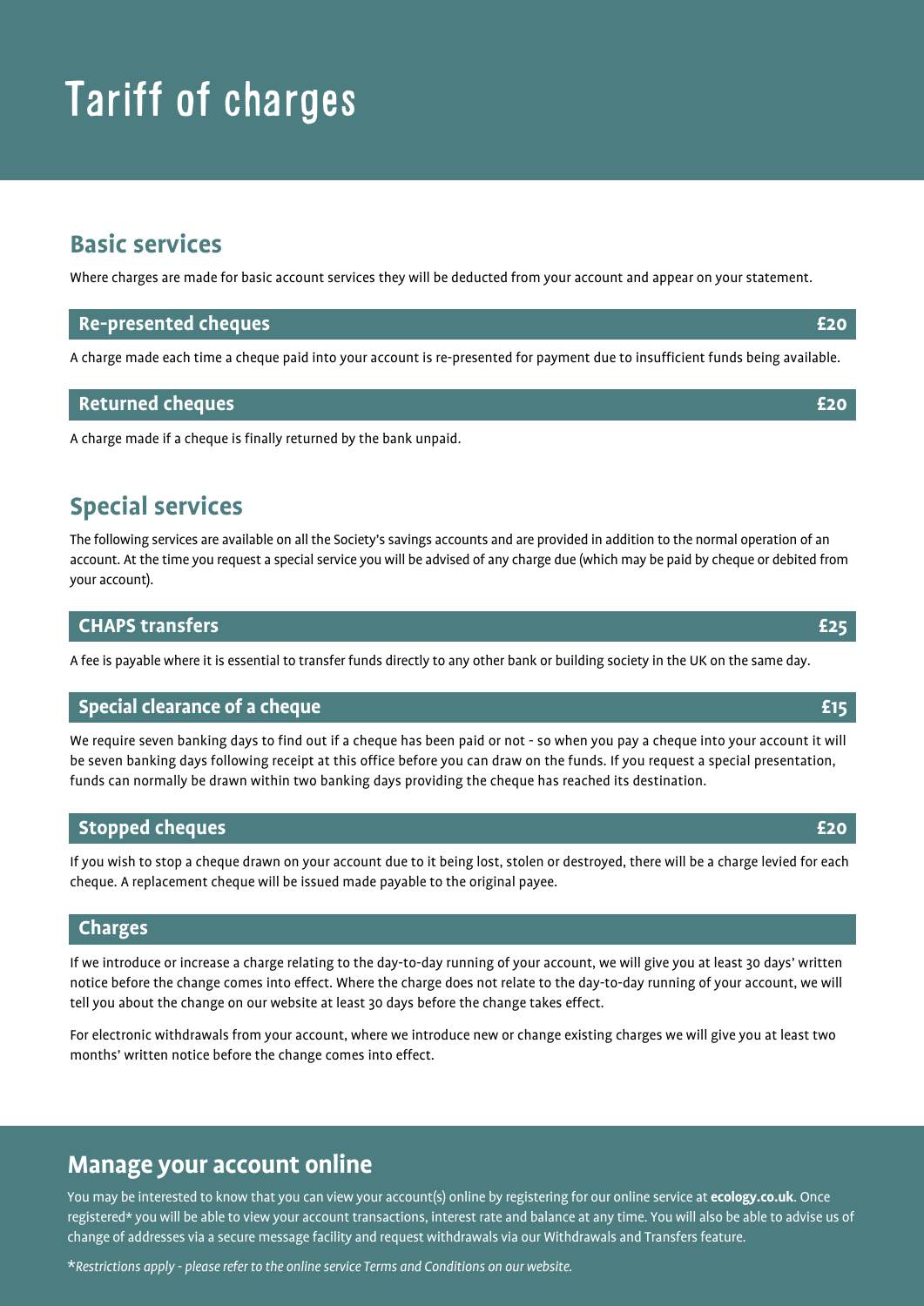# Tariff of charges

## Basic services

Where charges are made for basic account services they will be deducted from your account and appear on your statement.

### Re-presented cheques — £20

A charge made each time a cheque paid into your account is re-presented for payment due to insufficient funds being available.

### Returned cheques — £20

A charge made if a cheque is finally returned by the bank unpaid.

## Special services

The following services are available on all the Society's savings accounts and are provided in addition to the normal operation of an account. At the time you request a special service you will be advised of any charge due (which may be paid by cheque or debited from your account).

### CHAPS transfers — £25

A fee is payable where it is essential to transfer funds directly to any other bank or building society in the UK on the same day.

### Special clearance of a cheque — £15

We require seven banking days to find out if a cheque has been paid or not - so when you pay a cheque into your account it will be seven banking days following receipt at this office before you can draw on the funds. If you request a special presentation, funds can normally be drawn within two banking days providing the cheque has reached its destination.

### Stopped cheques — £20

If you wish to stop a cheque drawn on your account due to it being lost, stolen or destroyed, there will be a charge levied for each cheque. A replacement cheque will be issued made payable to the original payee.

### Charges

If we introduce or increase a charge relating to the day-to-day running of your account, we will give you at least 30 days' written notice before the change comes into effect. Where the charge does not relate to the day-to-day running of your account, we will tell you about the change on our website at least 30 days before the change takes effect.

For electronic withdrawals from your account, where we introduce new or change existing charges we will give you at least two months' written notice before the change comes into effect.

## Manage your account online

You may be interested to know that you can view your account(s) online by registering for our online service at **ecology.co.uk**. Once registered* you will be able to view your account transactions, interest rate and balance at any time. You will also be able to advise us of change of addresses via a secure message facility and request withdrawals via our Withdrawals and Transfers feature.

**Restrictions apply - please refer to the online service Terms and Conditions on our website.*